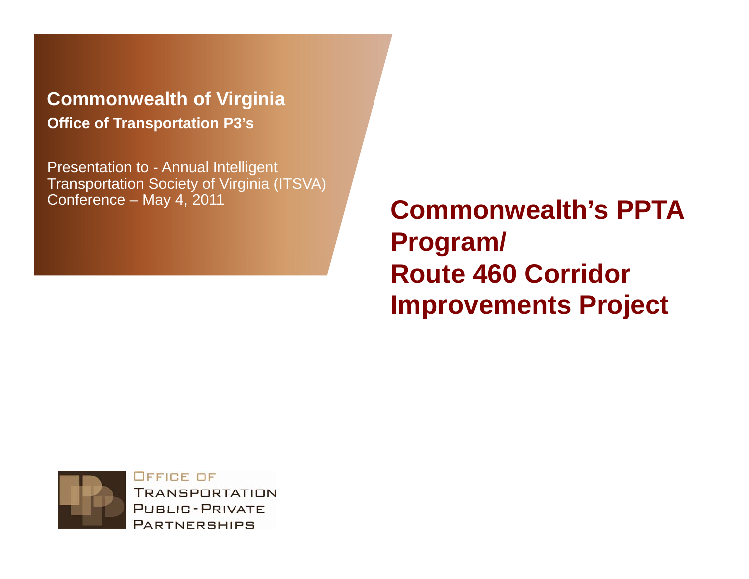**Commonwealth of Virginia**

**Office of Transportation P3's**

Presentation to - Annual Intelligent Transportation Society of Virginia (ITSVA) Conference – May 4, 2011

# Commonwealth's PPTA Program/ Route 460 Corridor Improvements Project

Office of Transportation Public-Private Partnerships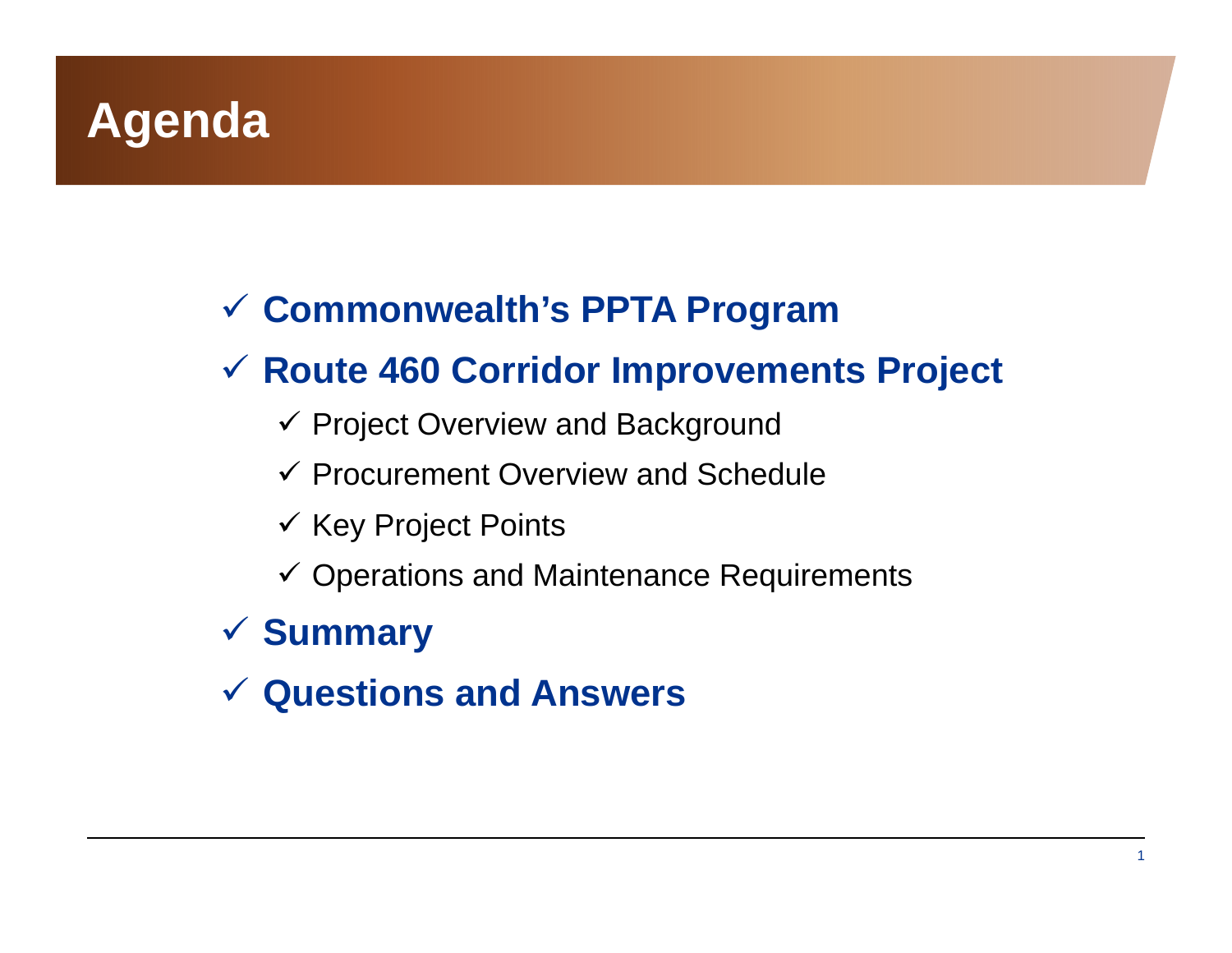# Agenda

- ✓ **Commonwealth's PPTA Program**
- ✓ **Route 460 Corridor Improvements Project**
  - ✓ Project Overview and Background
  - ✓ Procurement Overview and Schedule
  - ✓ Key Project Points
  - ✓ Operations and Maintenance Requirements
- ✓ **Summary**
- ✓ **Questions and Answers**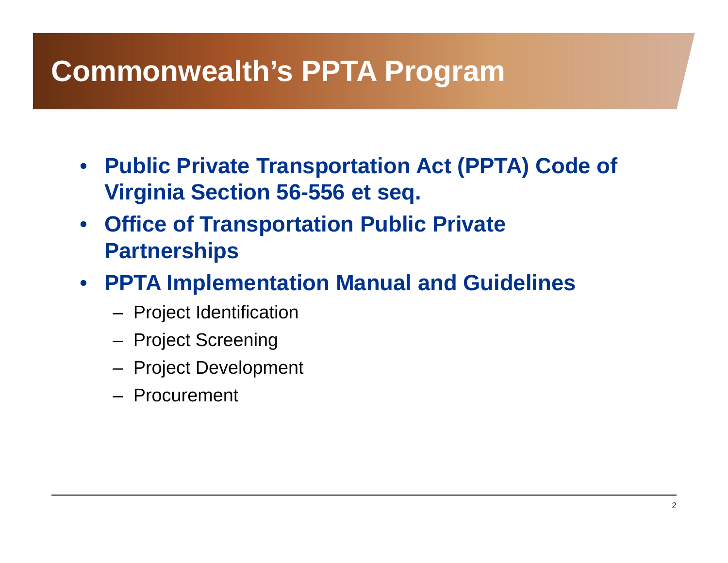# Commonwealth's PPTA Program

- **Public Private Transportation Act (PPTA) Code of Virginia Section 56-556 et seq.**
- **Office of Transportation Public Private Partnerships**
- **PPTA Implementation Manual and Guidelines**
  - Project Identification
  - Project Screening
  - Project Development
  - Procurement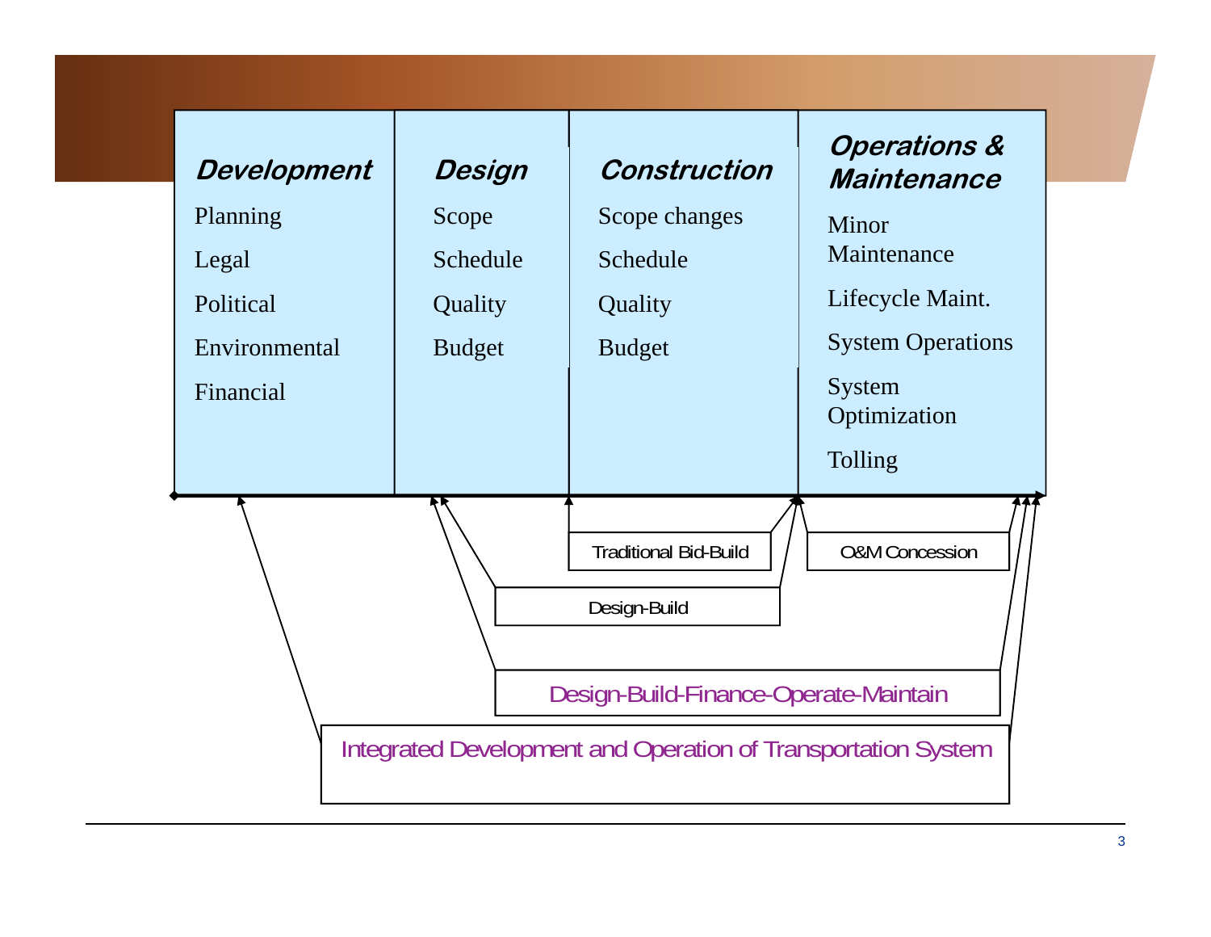| *Development* | *Design* | *Construction* | *Operations & Maintenance* |
|---|---|---|---|
| Planning | Scope | Scope changes | Minor Maintenance |
| Legal | Schedule | Schedule | Lifecycle Maint. |
| Political | Quality | Quality | System Operations |
| Environmental | Budget | Budget | System Optimization |
| Financial | | | Tolling |

- Traditional Bid-Build
- O&M Concession
- Design-Build
- Design-Build-Finance-Operate-Maintain
- Integrated Development and Operation of Transportation System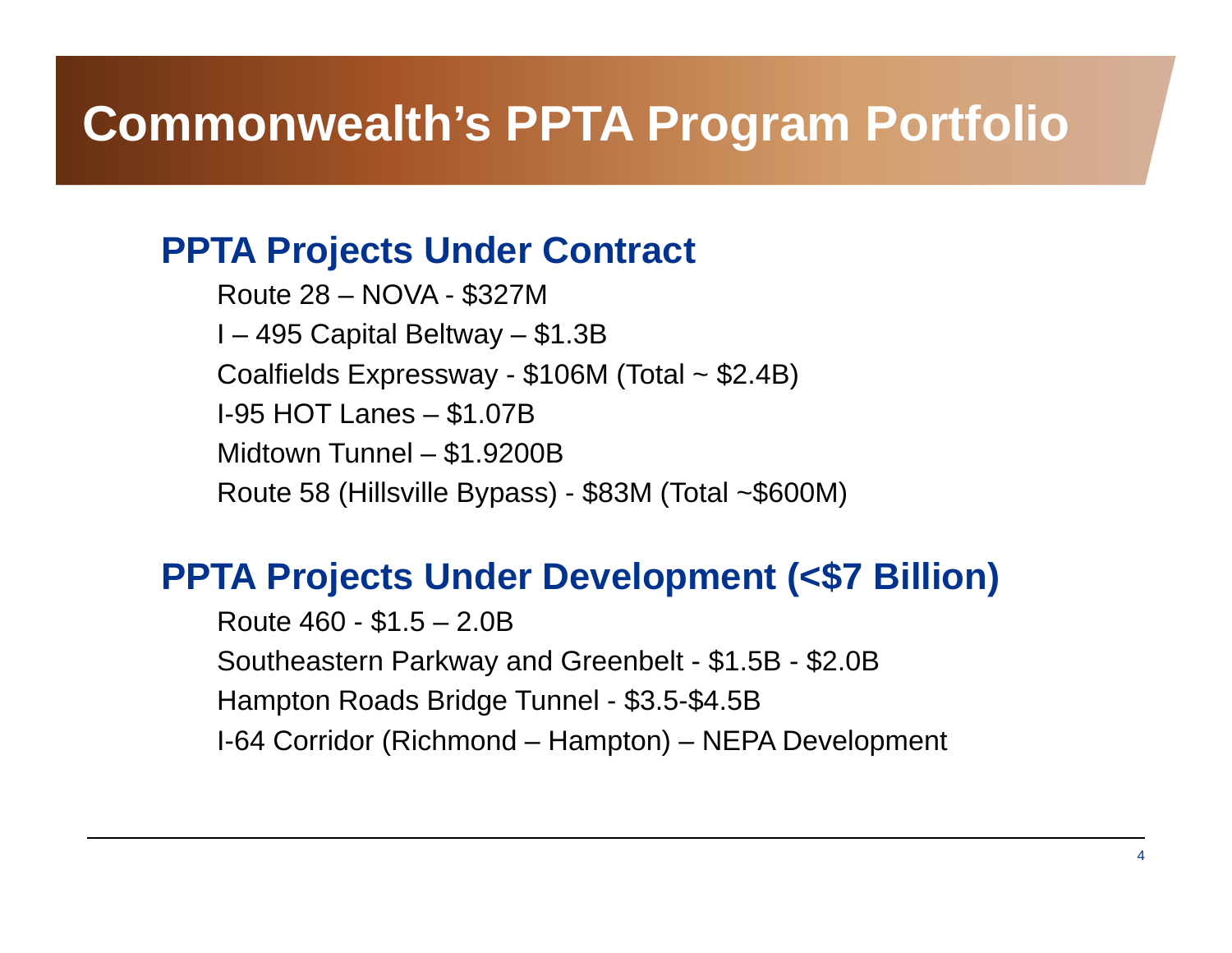# Commonwealth's PPTA Program Portfolio

## PPTA Projects Under Contract

Route 28 – NOVA - $327M

I – 495 Capital Beltway – $1.3B

Coalfields Expressway - $106M (Total ~ $2.4B)

I-95 HOT Lanes – $1.07B

Midtown Tunnel – $1.9200B

Route 58 (Hillsville Bypass) - $83M (Total ~$600M)

## PPTA Projects Under Development (<$7 Billion)

Route 460 - $1.5 – 2.0B

Southeastern Parkway and Greenbelt - $1.5B - $2.0B

Hampton Roads Bridge Tunnel - $3.5-$4.5B

I-64 Corridor (Richmond – Hampton) – NEPA Development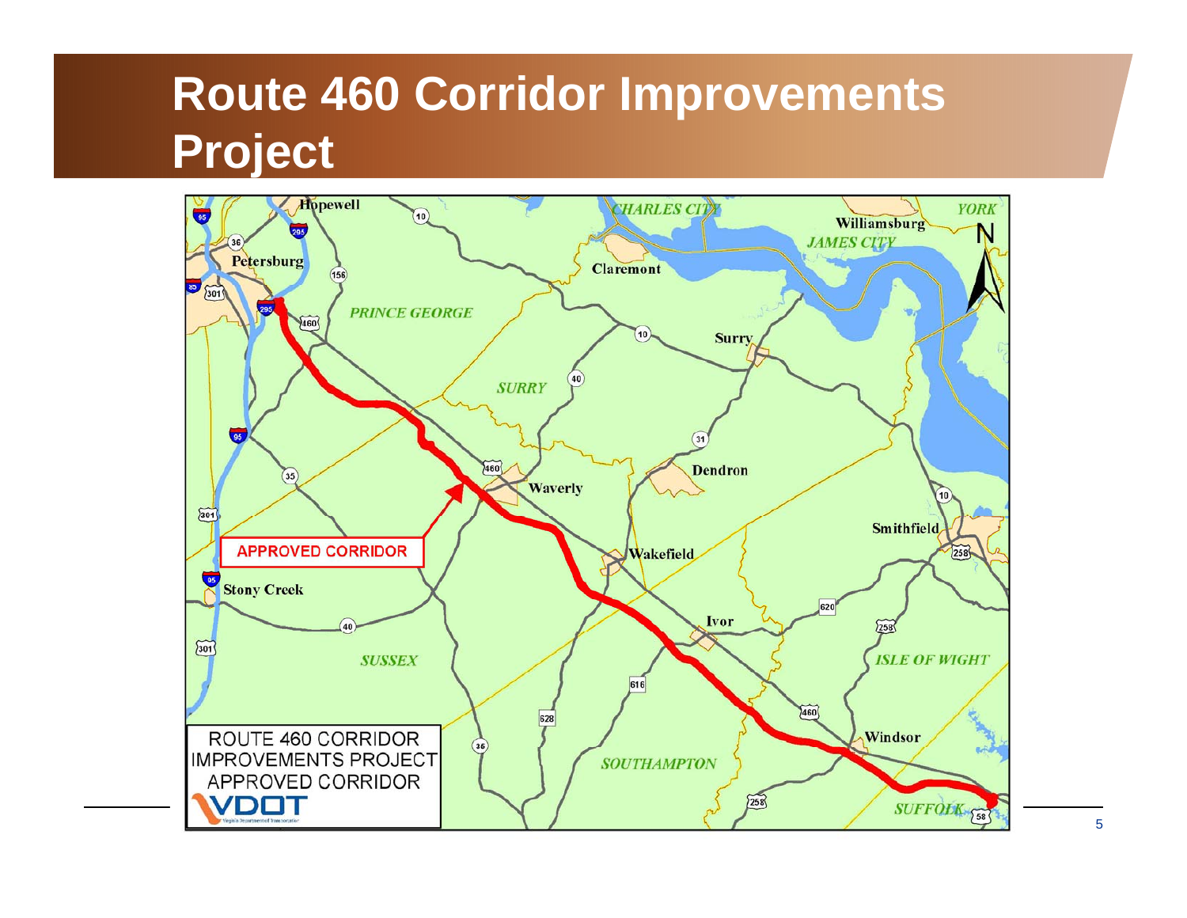# Route 460 Corridor Improvements Project

APPROVED CORRIDOR

ROUTE 460 CORRIDOR IMPROVEMENTS PROJECT APPROVED CORRIDOR

VDOT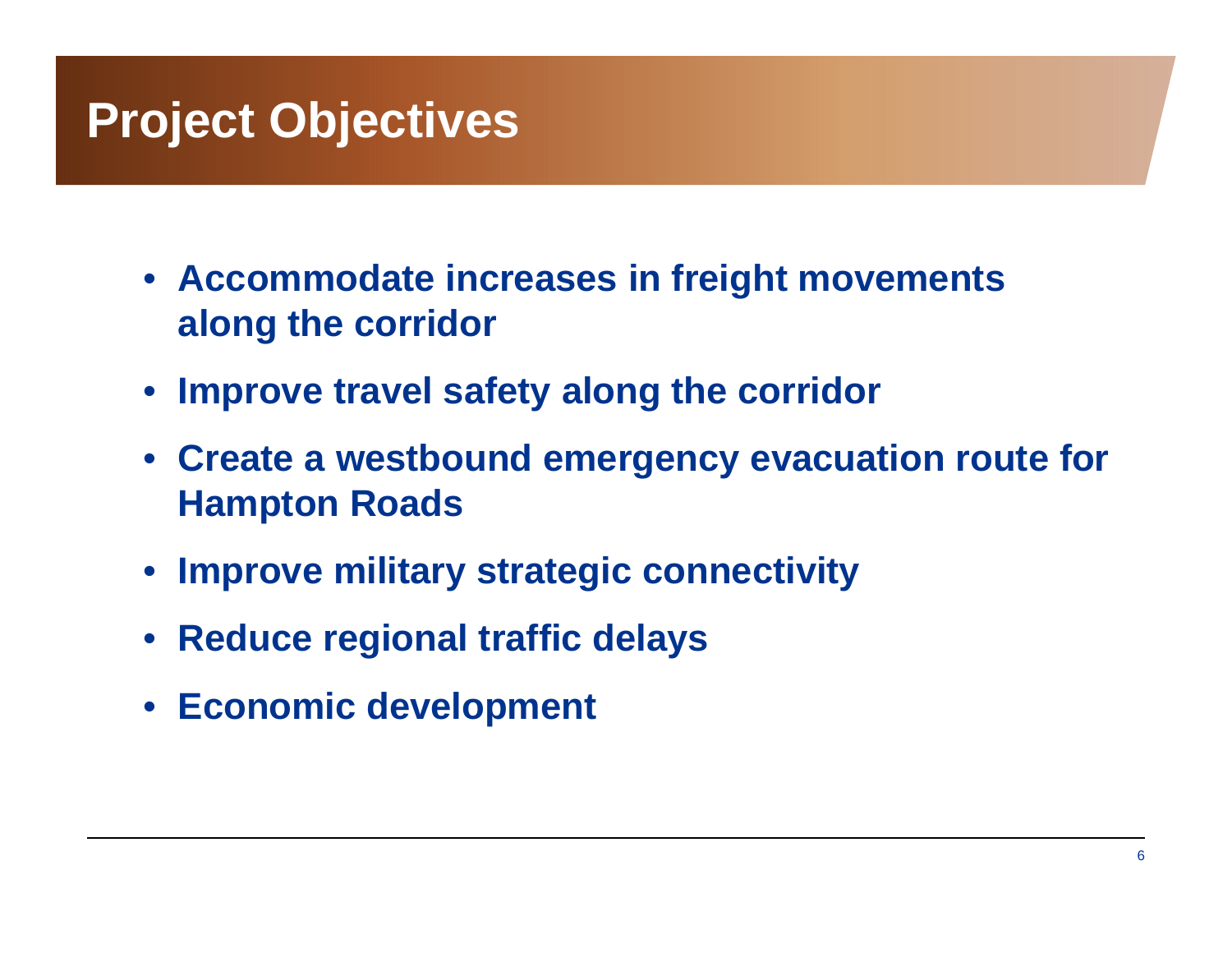# Project Objectives

- **Accommodate increases in freight movements along the corridor**
- **Improve travel safety along the corridor**
- **Create a westbound emergency evacuation route for Hampton Roads**
- **Improve military strategic connectivity**
- **Reduce regional traffic delays**
- **Economic development**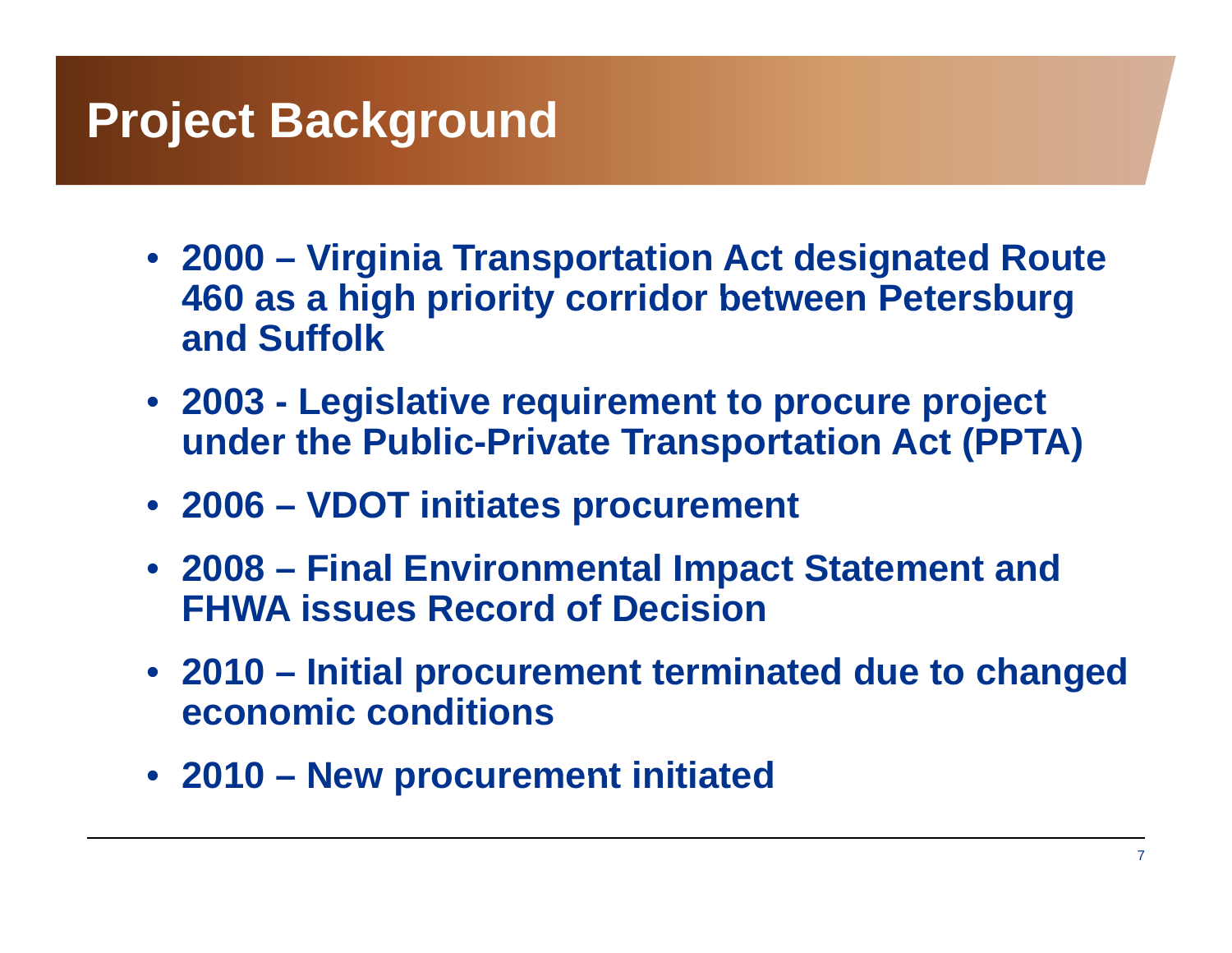# Project Background

- **2000 – Virginia Transportation Act designated Route 460 as a high priority corridor between Petersburg and Suffolk**
- **2003 - Legislative requirement to procure project under the Public-Private Transportation Act (PPTA)**
- **2006 – VDOT initiates procurement**
- **2008 – Final Environmental Impact Statement and FHWA issues Record of Decision**
- **2010 – Initial procurement terminated due to changed economic conditions**
- **2010 – New procurement initiated**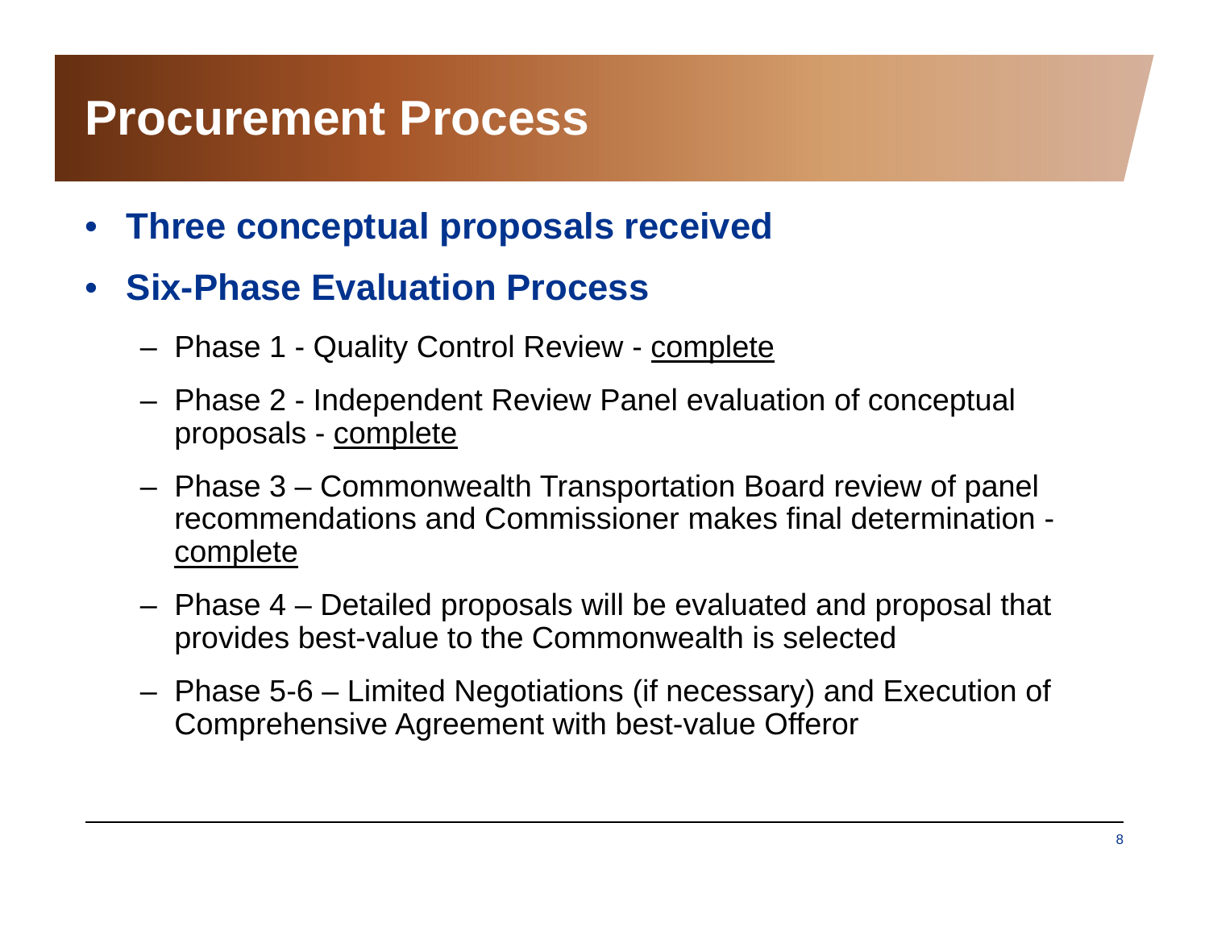# Procurement Process

- **Three conceptual proposals received**
- **Six-Phase Evaluation Process**
  - Phase 1 - Quality Control Review - complete
  - Phase 2 - Independent Review Panel evaluation of conceptual proposals - complete
  - Phase 3 – Commonwealth Transportation Board review of panel recommendations and Commissioner makes final determination - complete
  - Phase 4 – Detailed proposals will be evaluated and proposal that provides best-value to the Commonwealth is selected
  - Phase 5-6 – Limited Negotiations (if necessary) and Execution of Comprehensive Agreement with best-value Offeror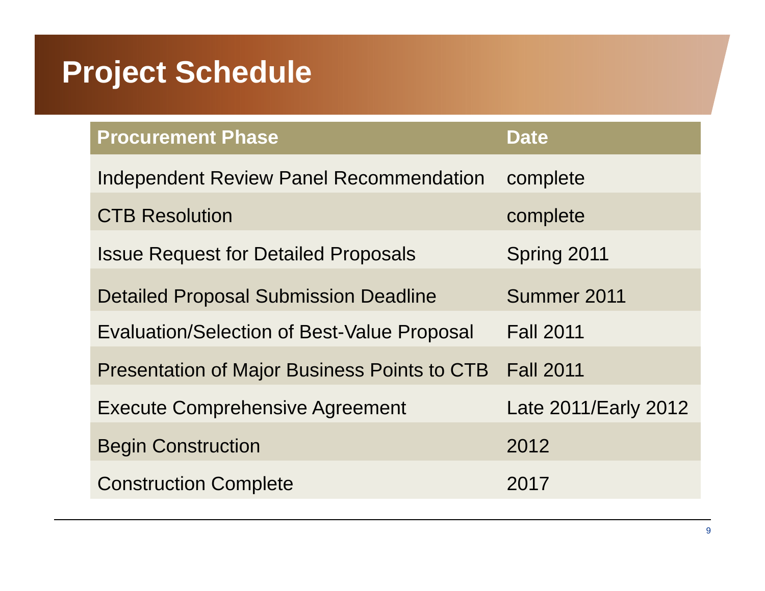# Project Schedule

| Procurement Phase | Date |
| --- | --- |
| Independent Review Panel Recommendation | complete |
| CTB Resolution | complete |
| Issue Request for Detailed Proposals | Spring 2011 |
| Detailed Proposal Submission Deadline | Summer 2011 |
| Evaluation/Selection of Best-Value Proposal | Fall 2011 |
| Presentation of Major Business Points to CTB | Fall 2011 |
| Execute Comprehensive Agreement | Late 2011/Early 2012 |
| Begin Construction | 2012 |
| Construction Complete | 2017 |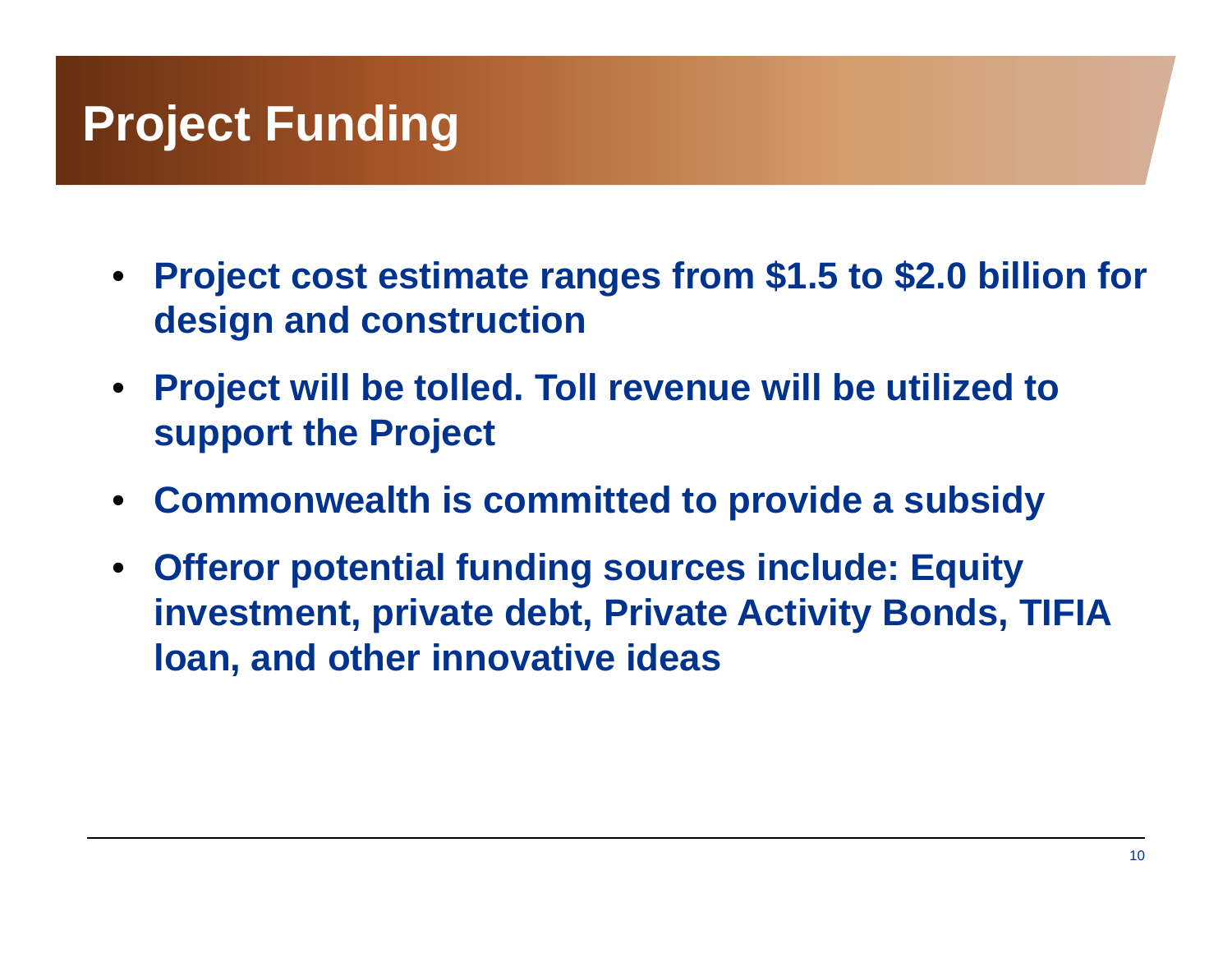# Project Funding

- **Project cost estimate ranges from $1.5 to $2.0 billion for design and construction**
- **Project will be tolled. Toll revenue will be utilized to support the Project**
- **Commonwealth is committed to provide a subsidy**
- **Offeror potential funding sources include: Equity investment, private debt, Private Activity Bonds, TIFIA loan, and other innovative ideas**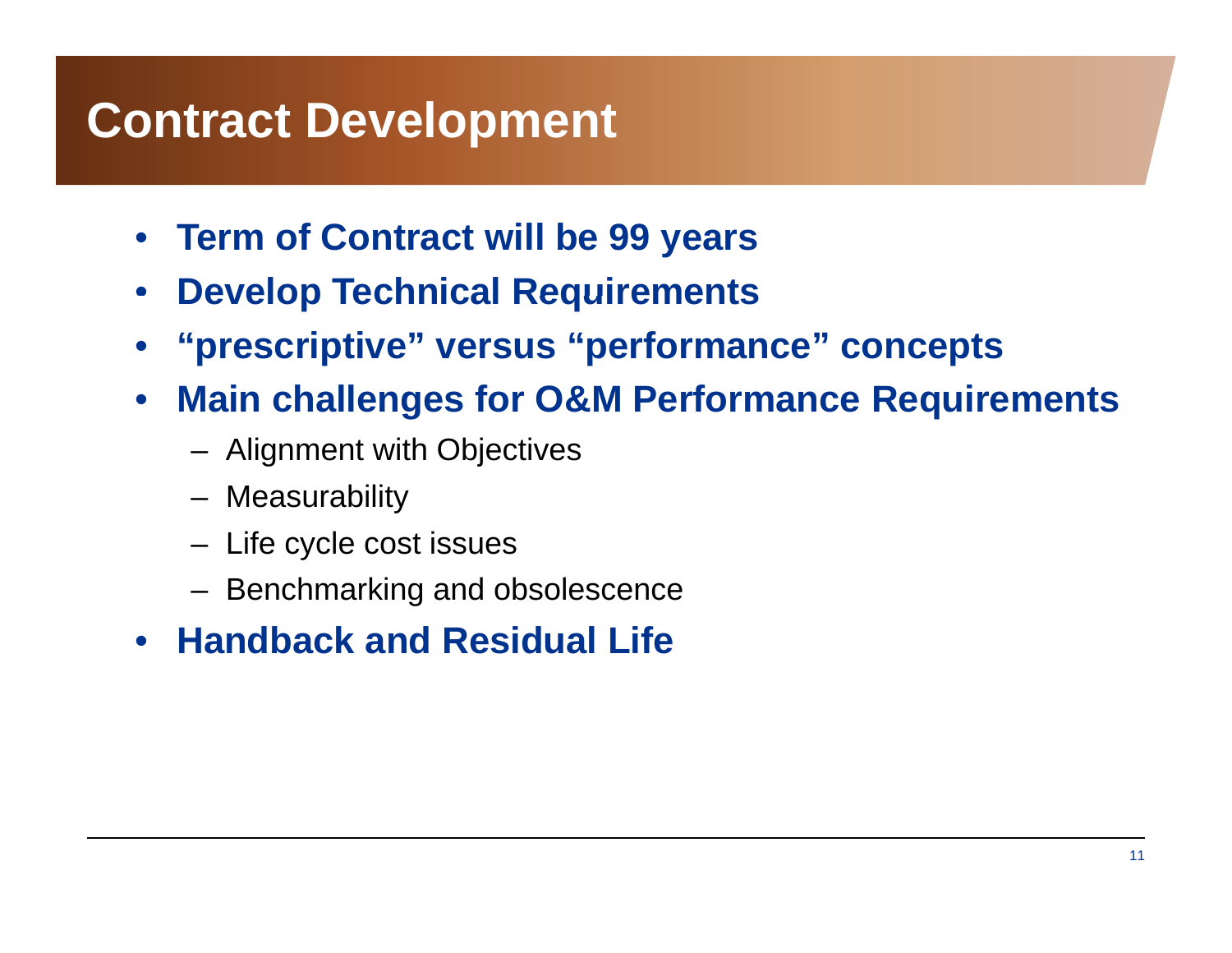# Contract Development

- **Term of Contract will be 99 years**
- **Develop Technical Requirements**
- **“prescriptive” versus “performance” concepts**
- **Main challenges for O&M Performance Requirements**
  - Alignment with Objectives
  - Measurability
  - Life cycle cost issues
  - Benchmarking and obsolescence
- **Handback and Residual Life**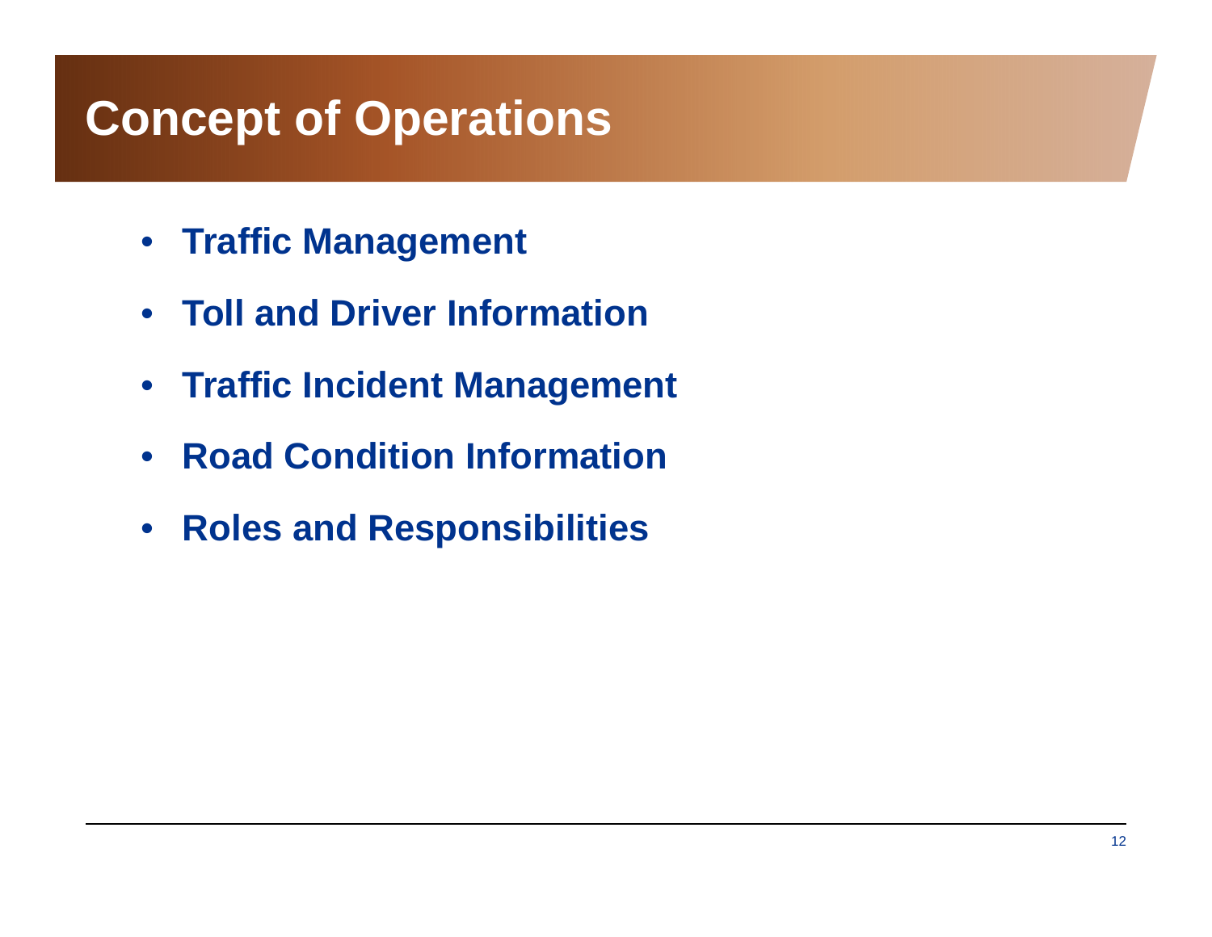# Concept of Operations

- **Traffic Management**
- **Toll and Driver Information**
- **Traffic Incident Management**
- **Road Condition Information**
- **Roles and Responsibilities**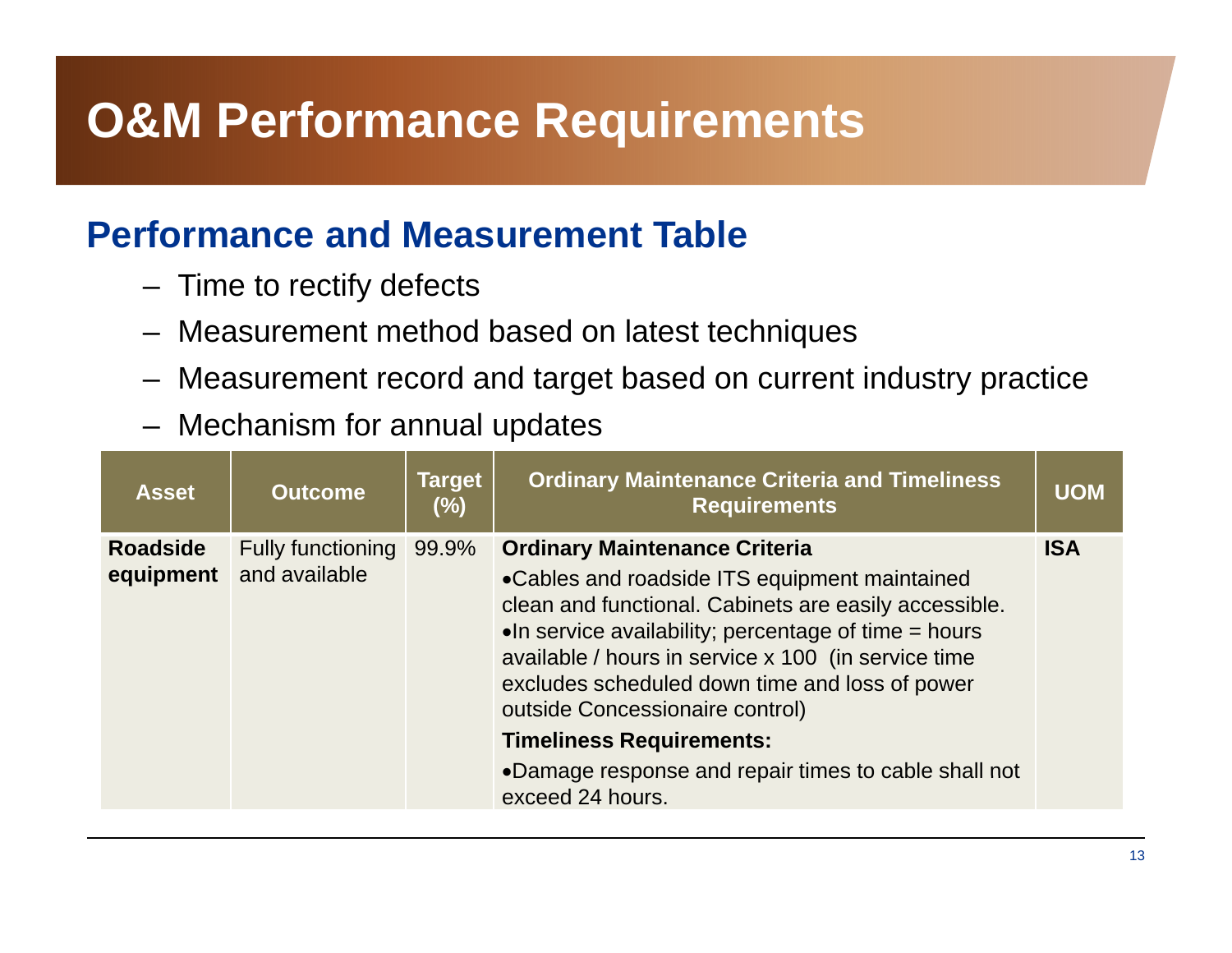# O&M Performance Requirements

## Performance and Measurement Table

- Time to rectify defects
- Measurement method based on latest techniques
- Measurement record and target based on current industry practice
- Mechanism for annual updates

| Asset | Outcome | Target (%) | Ordinary Maintenance Criteria and Timeliness Requirements | UOM |
|---|---|---|---|---|
| **Roadside equipment** | Fully functioning and available | 99.9% | **Ordinary Maintenance Criteria**<br>•Cables and roadside ITS equipment maintained clean and functional. Cabinets are easily accessible.<br>•In service availability; percentage of time = hours available / hours in service x 100 (in service time excludes scheduled down time and loss of power outside Concessionaire control)<br>**Timeliness Requirements:**<br>•Damage response and repair times to cable shall not exceed 24 hours. | **ISA** |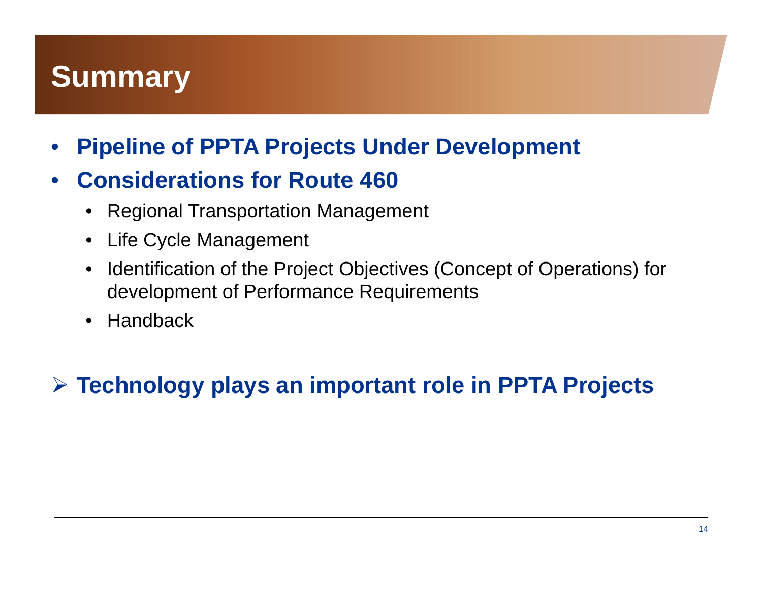# Summary

- **Pipeline of PPTA Projects Under Development**
- **Considerations for Route 460**
  - Regional Transportation Management
  - Life Cycle Management
  - Identification of the Project Objectives (Concept of Operations) for development of Performance Requirements
  - Handback

➢ **Technology plays an important role in PPTA Projects**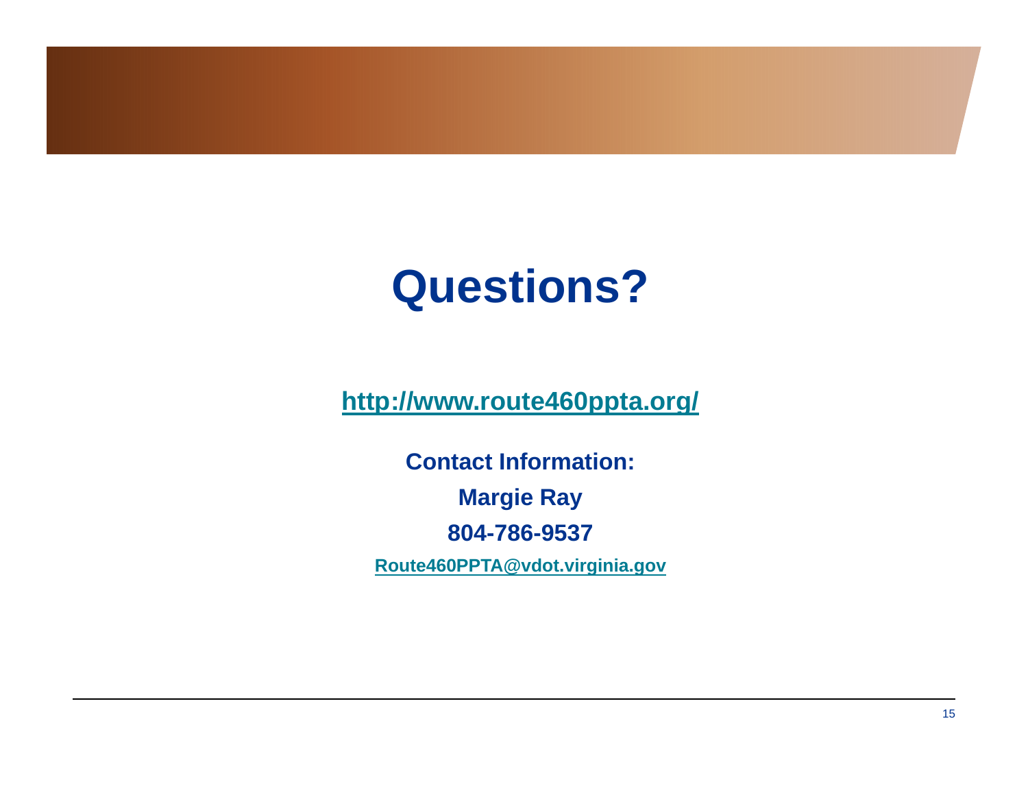# Questions?

[http://www.route460ppta.org/](http://www.route460ppta.org/)

**Contact Information:**

**Margie Ray**

**804-786-9537**

[Route460PPTA@vdot.virginia.gov](mailto:Route460PPTA@vdot.virginia.gov)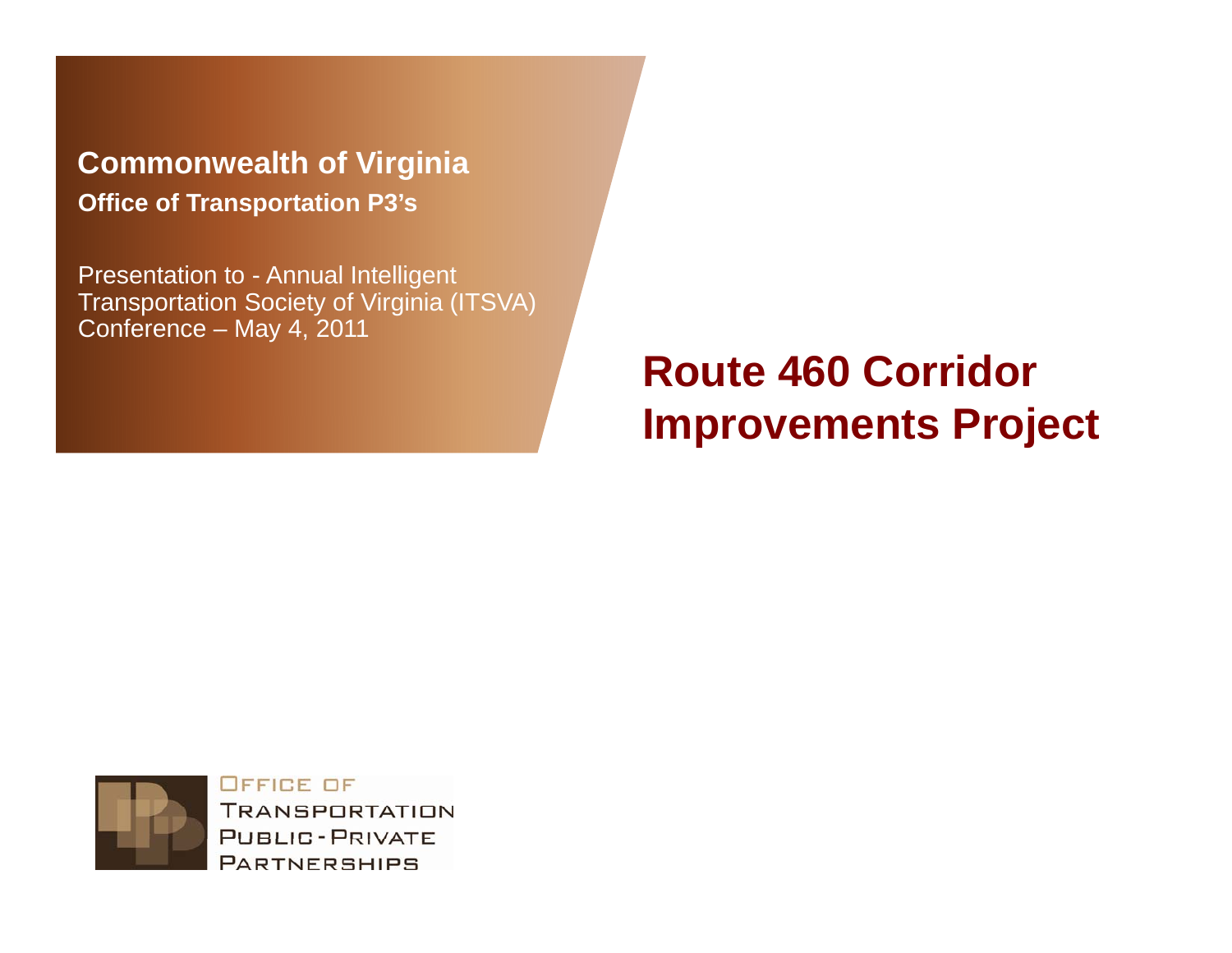**Commonwealth of Virginia**

**Office of Transportation P3's**

Presentation to - Annual Intelligent Transportation Society of Virginia (ITSVA) Conference – May 4, 2011

# Route 460 Corridor Improvements Project

OFFICE OF TRANSPORTATION PUBLIC-PRIVATE PARTNERSHIPS